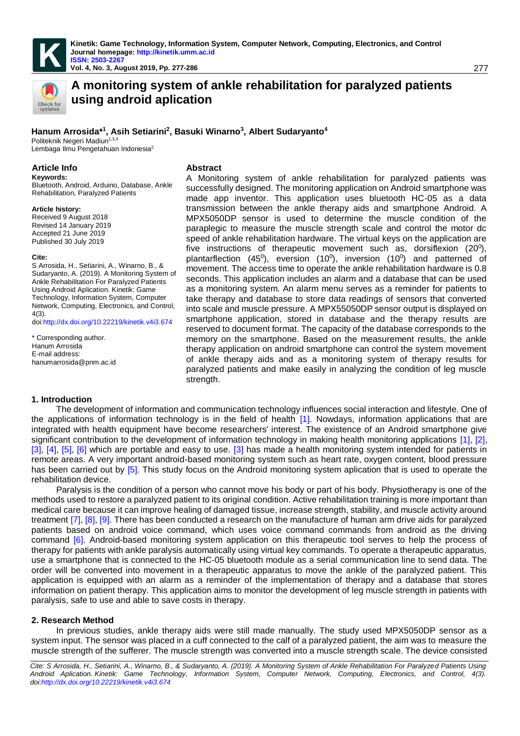# A monitoring system of ankle rehabilitation for paralyzed patients using android aplication

**Hanum Arrosida*[1], Asih Setiarini[2], Basuki Winarno[3], Albert Sudaryanto[4]**
Politeknik Negeri Madiun[1,3,4]
Lembaga Ilmu Pengetahuan Indonesia[2]

## Article Info

**Keywords:**
Bluetooth, Android, Arduino, Database, Ankle Rehabilitation, Paralyzed Patients

**Article history:**
Received 9 August 2018
Revised 14 January 2019
Accepted 21 June 2019
Published 30 July 2019

**Cite:**
S Arrosida, H., Setiarini, A., Winarno, B., & Sudaryanto, A. (2019). A Monitoring System of Ankle Rehabilitation For Paralyzed Patients Using Android Aplication. Kinetik: Game Technology, Information System, Computer Network, Computing, Electronics, and Control, 4(3).
doi:http://dx.doi.org/10.22219/kinetik.v4i3.674

\* Corresponding author.
Hanum Arrosida
E-mail address:
hanumarrosida@pnm.ac.id

## Abstract

A Monitoring system of ankle rehabilitation for paralyzed patients was successfully designed. The monitoring application on Android smartphone was made app inventor. This application uses bluetooth HC-05 as a data transmission between the ankle therapy aids and smartphone Android. A MPX5050DP sensor is used to determine the muscle condition of the paraplegic to measure the muscle strength scale and control the motor dc speed of ankle rehabilitation hardware. The virtual keys on the application are five instructions of therapeutic movement such as, dorsiflexion ($20^0$), plantarflection ($45^0$), eversion ($10^0$), inversion ($10^0$) and patterned of movement. The access time to operate the ankle rehabilitation hardware is 0.8 seconds. This application includes an alarm and a database that can be used as a monitoring system. An alarm menu serves as a reminder for patients to take therapy and database to store data readings of sensors that converted into scale and muscle pressure. A MPX55050DP sensor output is displayed on smartphone application, stored in database and the therapy results are reserved to document format. The capacity of the database corresponds to the memory on the smartphone. Based on the measurement results, the ankle therapy application on android smartphone can control the system movement of ankle therapy aids and as a monitoring system of therapy results for paralyzed patients and make easily in analyzing the condition of leg muscle strength.

## 1. Introduction

The development of information and communication technology influences social interaction and lifestyle. One of the applications of information technology is in the field of health [1]. Nowdays, information applications that are integrated with health equipment have become researchers' interest. The existence of an Android smartphone give significant contribution to the development of information technology in making health monitoring applications [1], [2], [3], [4], [5], [6] which are portable and easy to use. [3] has made a health monitoring system intended for patients in remote areas. A very important android-based monitoring system such as heart rate, oxygen content, blood pressure has been carried out by [5]. This study focus on the Android monitoring system aplication that is used to operate the rehabilitation device.

Paralysis is the condition of a person who cannot move his body or part of his body. Physiotherapy is one of the methods used to restore a paralyzed patient to its original condition. Active rehabilitation training is more important than medical care because it can improve healing of damaged tissue, increase strength, stability, and muscle activity around treatment [7], [8], [9]. There has been conducted a research on the manufacture of human arm drive aids for paralyzed patients based on android voice command, which uses voice command commands from android as the driving command [6]. Android-based monitoring system application on this therapeutic tool serves to help the process of therapy for patients with ankle paralysis automatically using virtual key commands. To operate a therapeutic apparatus, use a smartphone that is connected to the HC-05 bluetooth module as a serial communication line to send data. The order will be converted into movement in a therapeutic apparatus to move the ankle of the paralyzed patient. This application is equipped with an alarm as a reminder of the implementation of therapy and a database that stores information on patient therapy. This application aims to monitor the development of leg muscle strength in patients with paralysis, safe to use and able to save costs in therapy.

## 2. Research Method

In previous studies, ankle therapy aids were still made manually. The study used MPX5050DP sensor as a system input. The sensor was placed in a cuff connected to the calf of a paralyzed patient, the aim was to measure the muscle strength of the sufferer. The muscle strength was converted into a muscle strength scale. The device consisted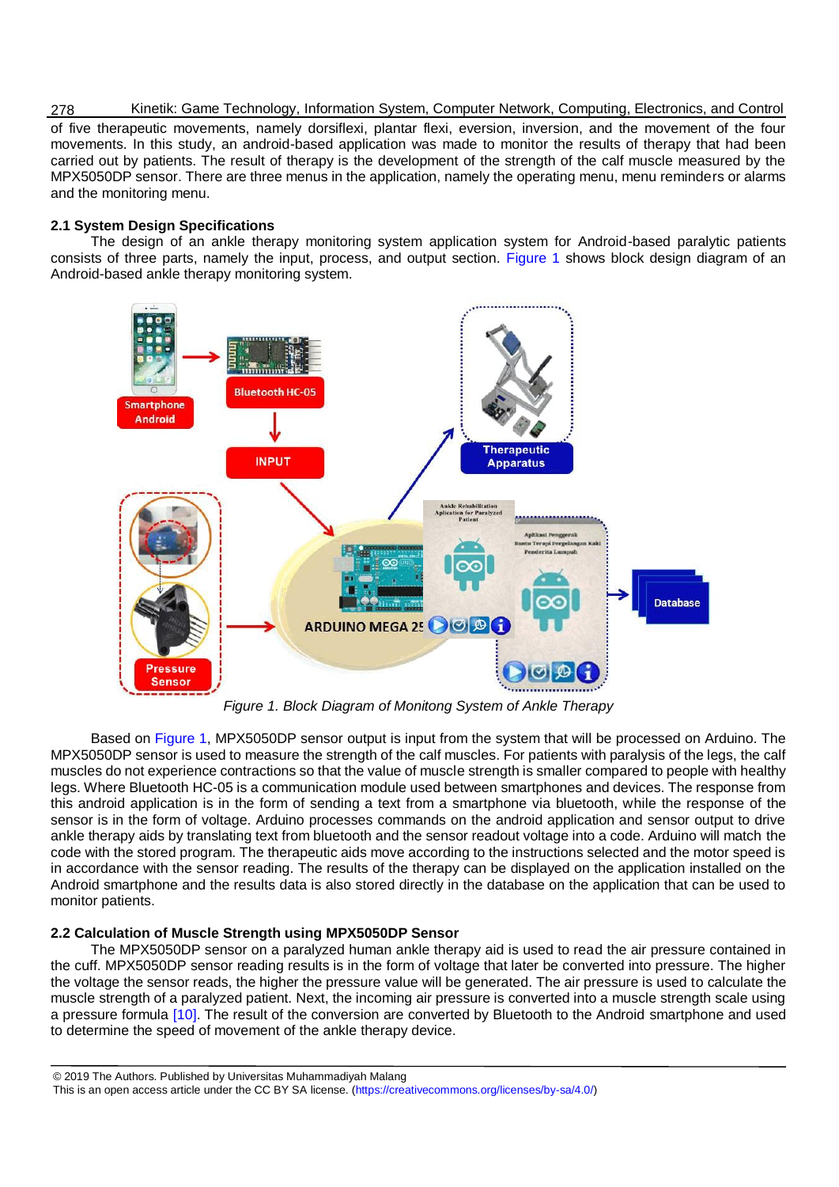of five therapeutic movements, namely dorsiflexi, plantar flexi, eversion, inversion, and the movement of the four movements. In this study, an android-based application was made to monitor the results of therapy that had been carried out by patients. The result of therapy is the development of the strength of the calf muscle measured by the MPX5050DP sensor. There are three menus in the application, namely the operating menu, menu reminders or alarms and the monitoring menu.

### 2.1 System Design Specifications

The design of an ankle therapy monitoring system application system for Android-based paralytic patients consists of three parts, namely the input, process, and output section. Figure 1 shows block design diagram of an Android-based ankle therapy monitoring system.

*Figure 1. Block Diagram of Monitong System of Ankle Therapy*

Based on Figure 1, MPX5050DP sensor output is input from the system that will be processed on Arduino. The MPX5050DP sensor is used to measure the strength of the calf muscles. For patients with paralysis of the legs, the calf muscles do not experience contractions so that the value of muscle strength is smaller compared to people with healthy legs. Where Bluetooth HC-05 is a communication module used between smartphones and devices. The response from this android application is in the form of sending a text from a smartphone via bluetooth, while the response of the sensor is in the form of voltage. Arduino processes commands on the android application and sensor output to drive ankle therapy aids by translating text from bluetooth and the sensor readout voltage into a code. Arduino will match the code with the stored program. The therapeutic aids move according to the instructions selected and the motor speed is in accordance with the sensor reading. The results of the therapy can be displayed on the application installed on the Android smartphone and the results data is also stored directly in the database on the application that can be used to monitor patients.

### 2.2 Calculation of Muscle Strength using MPX5050DP Sensor

The MPX5050DP sensor on a paralyzed human ankle therapy aid is used to read the air pressure contained in the cuff. MPX5050DP sensor reading results is in the form of voltage that later be converted into pressure. The higher the voltage the sensor reads, the higher the pressure value will be generated. The air pressure is used to calculate the muscle strength of a paralyzed patient. Next, the incoming air pressure is converted into a muscle strength scale using a pressure formula [10]. The result of the conversion are converted by Bluetooth to the Android smartphone and used to determine the speed of movement of the ankle therapy device.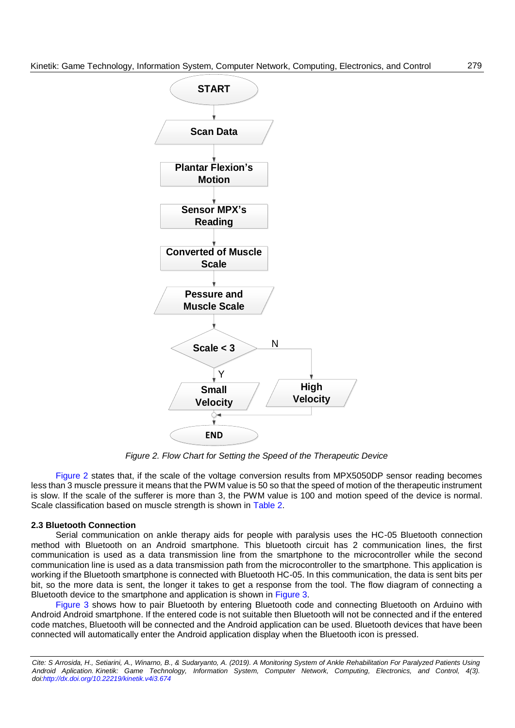Figure 2. Flow Chart for Setting the Speed of the Therapeutic Device

Figure 2 states that, if the scale of the voltage conversion results from MPX5050DP sensor reading becomes less than 3 muscle pressure it means that the PWM value is 50 so that the speed of motion of the therapeutic instrument is slow. If the scale of the sufferer is more than 3, the PWM value is 100 and motion speed of the device is normal. Scale classification based on muscle strength is shown in Table 2.

### 2.3 Bluetooth Connection

Serial communication on ankle therapy aids for people with paralysis uses the HC-05 Bluetooth connection method with Bluetooth on an Android smartphone. This bluetooth circuit has 2 communication lines, the first communication is used as a data transmission line from the smartphone to the microcontroller while the second communication line is used as a data transmission path from the microcontroller to the smartphone. This application is working if the Bluetooth smartphone is connected with Bluetooth HC-05. In this communication, the data is sent bits per bit, so the more data is sent, the longer it takes to get a response from the tool. The flow diagram of connecting a Bluetooth device to the smartphone and application is shown in Figure 3.

Figure 3 shows how to pair Bluetooth by entering Bluetooth code and connecting Bluetooth on Arduino with Android Android smartphone. If the entered code is not suitable then Bluetooth will not be connected and if the entered code matches, Bluetooth will be connected and the Android application can be used. Bluetooth devices that have been connected will automatically enter the Android application display when the Bluetooth icon is pressed.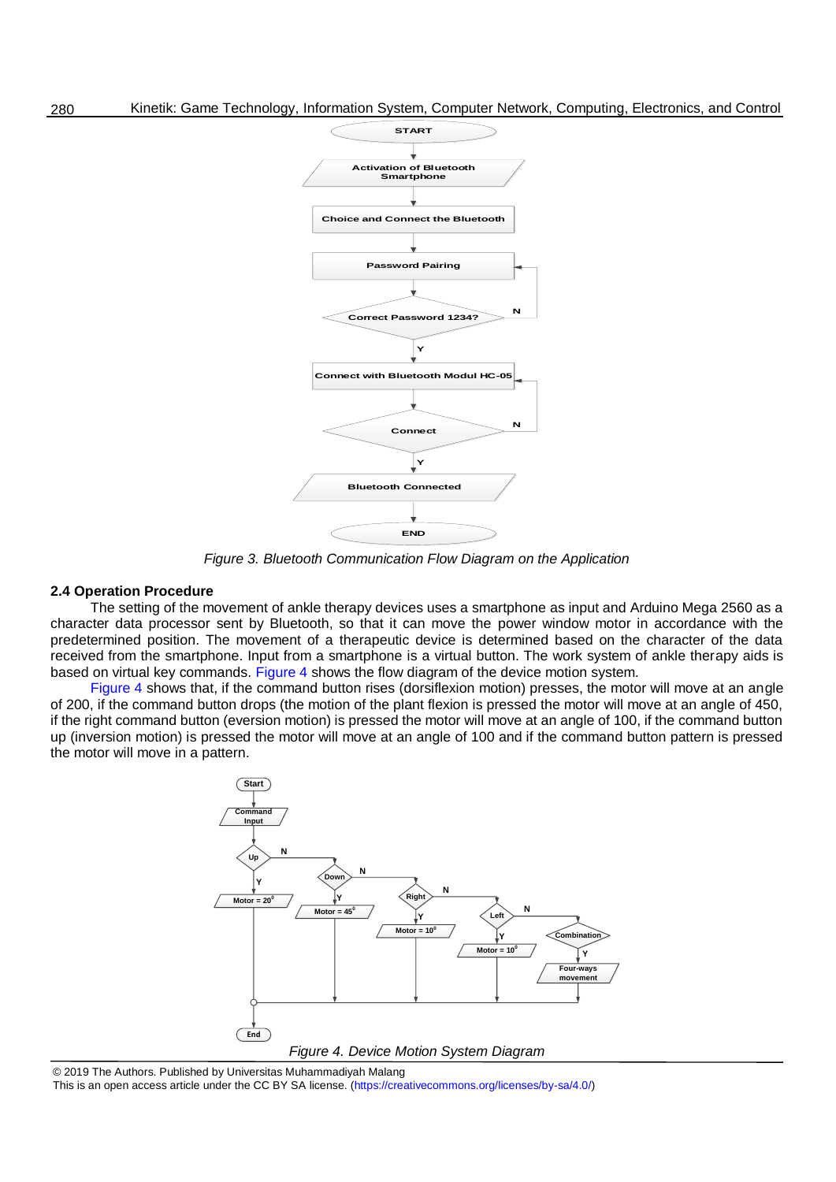Figure 3. Bluetooth Communication Flow Diagram on the Application

### 2.4 Operation Procedure

The setting of the movement of ankle therapy devices uses a smartphone as input and Arduino Mega 2560 as a character data processor sent by Bluetooth, so that it can move the power window motor in accordance with the predetermined position. The movement of a therapeutic device is determined based on the character of the data received from the smartphone. Input from a smartphone is a virtual button. The work system of ankle therapy aids is based on virtual key commands. Figure 4 shows the flow diagram of the device motion system.

Figure 4 shows that, if the command button rises (dorsiflexion motion) presses, the motor will move at an angle of 200, if the command button drops (the motion of the plant flexion is pressed the motor will move at an angle of 450, if the right command button (eversion motion) is pressed the motor will move at an angle of 100, if the command button up (inversion motion) is pressed the motor will move at an angle of 100 and if the command button pattern is pressed the motor will move in a pattern.

Figure 4. Device Motion System Diagram

© 2019 The Authors. Published by Universitas Muhammadiyah Malang
This is an open access article under the CC BY SA license. (https://creativecommons.org/licenses/by-sa/4.0/)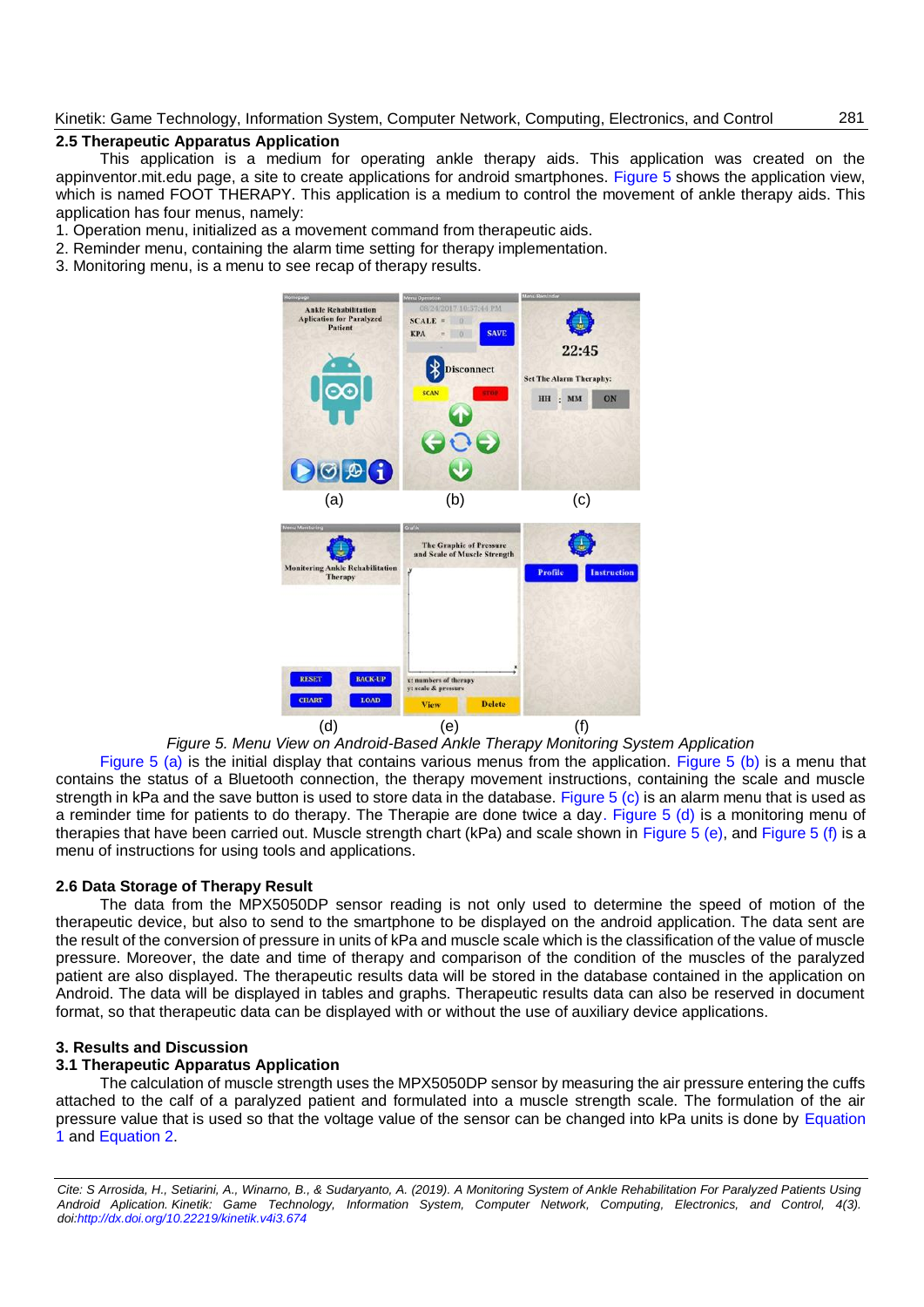## 2.5 Therapeutic Apparatus Application

This application is a medium for operating ankle therapy aids. This application was created on the appinventor.mit.edu page, a site to create applications for android smartphones. Figure 5 shows the application view, which is named FOOT THERAPY. This application is a medium to control the movement of ankle therapy aids. This application has four menus, namely:

1. Operation menu, initialized as a movement command from therapeutic aids.
2. Reminder menu, containing the alarm time setting for therapy implementation.
3. Monitoring menu, is a menu to see recap of therapy results.

*Figure 5. Menu View on Android-Based Ankle Therapy Monitoring System Application*

Figure 5 (a) is the initial display that contains various menus from the application. Figure 5 (b) is a menu that contains the status of a Bluetooth connection, the therapy movement instructions, containing the scale and muscle strength in kPa and the save button is used to store data in the database. Figure 5 (c) is an alarm menu that is used as a reminder time for patients to do therapy. The Therapie are done twice a day. Figure 5 (d) is a monitoring menu of therapies that have been carried out. Muscle strength chart (kPa) and scale shown in Figure 5 (e), and Figure 5 (f) is a menu of instructions for using tools and applications.

## 2.6 Data Storage of Therapy Result

The data from the MPX5050DP sensor reading is not only used to determine the speed of motion of the therapeutic device, but also to send to the smartphone to be displayed on the android application. The data sent are the result of the conversion of pressure in units of kPa and muscle scale which is the classification of the value of muscle pressure. Moreover, the date and time of therapy and comparison of the condition of the muscles of the paralyzed patient are also displayed. The therapeutic results data will be stored in the database contained in the application on Android. The data will be displayed in tables and graphs. Therapeutic results data can also be reserved in document format, so that therapeutic data can be displayed with or without the use of auxiliary device applications.

# 3. Results and Discussion

## 3.1 Therapeutic Apparatus Application

The calculation of muscle strength uses the MPX5050DP sensor by measuring the air pressure entering the cuffs attached to the calf of a paralyzed patient and formulated into a muscle strength scale. The formulation of the air pressure value that is used so that the voltage value of the sensor can be changed into kPa units is done by Equation 1 and Equation 2.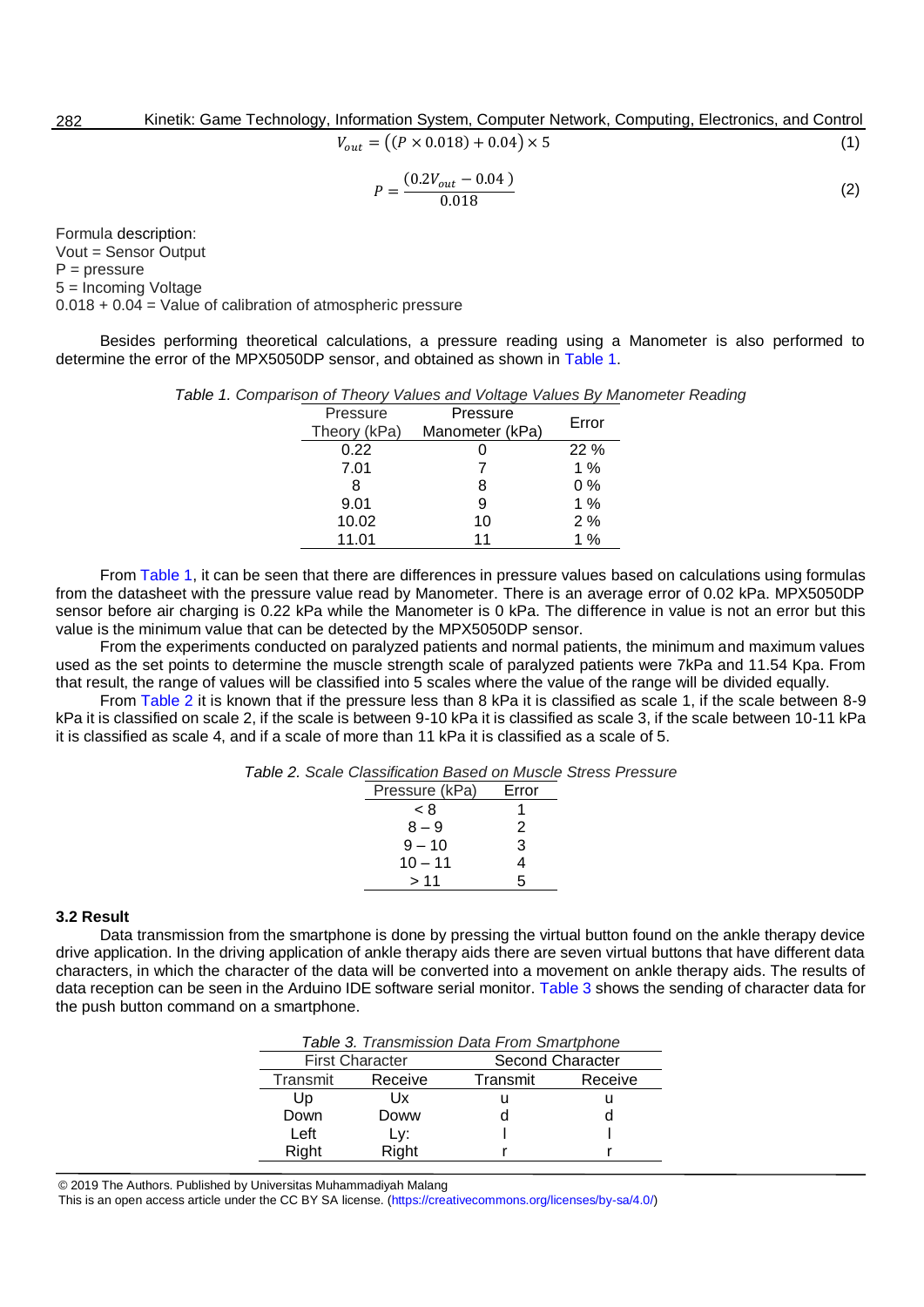$$V_{out} = \left((P \times 0.018) + 0.04\right) \times 5 \tag{1}$$

$$P = \frac{(0.2V_{out} - 0.04)}{0.018} \tag{2}$$

Formula description:
Vout = Sensor Output
P = pressure
5 = Incoming Voltage
0.018 + 0.04 = Value of calibration of atmospheric pressure

Besides performing theoretical calculations, a pressure reading using a Manometer is also performed to determine the error of the MPX5050DP sensor, and obtained as shown in Table 1.

*Table 1. Comparison of Theory Values and Voltage Values By Manometer Reading*

| Pressure Theory (kPa) | Pressure Manometer (kPa) | Error |
|---|---|---|
| 0.22 | 0 | 22 % |
| 7.01 | 7 | 1 % |
| 8 | 8 | 0 % |
| 9.01 | 9 | 1 % |
| 10.02 | 10 | 2 % |
| 11.01 | 11 | 1 % |

From Table 1, it can be seen that there are differences in pressure values based on calculations using formulas from the datasheet with the pressure value read by Manometer. There is an average error of 0.02 kPa. MPX5050DP sensor before air charging is 0.22 kPa while the Manometer is 0 kPa. The difference in value is not an error but this value is the minimum value that can be detected by the MPX5050DP sensor.

From the experiments conducted on paralyzed patients and normal patients, the minimum and maximum values used as the set points to determine the muscle strength scale of paralyzed patients were 7kPa and 11.54 Kpa. From that result, the range of values will be classified into 5 scales where the value of the range will be divided equally.

From Table 2 it is known that if the pressure less than 8 kPa it is classified as scale 1, if the scale between 8-9 kPa it is classified on scale 2, if the scale is between 9-10 kPa it is classified as scale 3, if the scale between 10-11 kPa it is classified as scale 4, and if a scale of more than 11 kPa it is classified as a scale of 5.

*Table 2. Scale Classification Based on Muscle Stress Pressure*

| Pressure (kPa) | Error |
|---|---|
| < 8 | 1 |
| 8 – 9 | 2 |
| 9 – 10 | 3 |
| 10 – 11 | 4 |
| > 11 | 5 |

### 3.2 Result

Data transmission from the smartphone is done by pressing the virtual button found on the ankle therapy device drive application. In the driving application of ankle therapy aids there are seven virtual buttons that have different data characters, in which the character of the data will be converted into a movement on ankle therapy aids. The results of data reception can be seen in the Arduino IDE software serial monitor. Table 3 shows the sending of character data for the push button command on a smartphone.

*Table 3. Transmission Data From Smartphone*

| First Character | | Second Character | |
|---|---|---|---|
| Transmit | Receive | Transmit | Receive |
| Up | Ux | u | u |
| Down | Doww | d | d |
| Left | Ly: | l | l |
| Right | Right | r | r |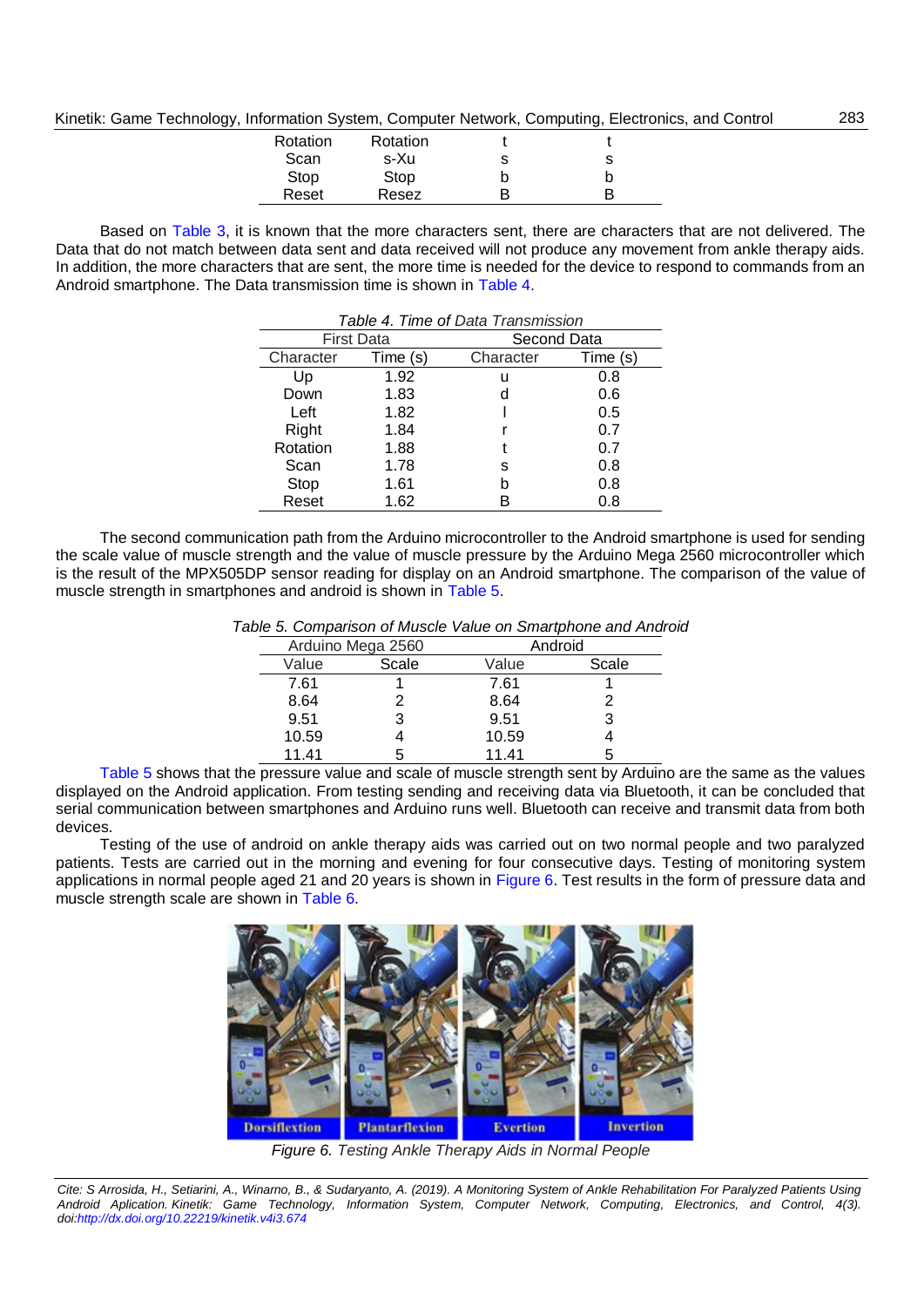| Rotation | Rotation | t | t |
|---|---|---|---|
| Scan | s-Xu | s | s |
| Stop | Stop | b | b |
| Reset | Resez | B | B |

Based on Table 3, it is known that the more characters sent, there are characters that are not delivered. The Data that do not match between data sent and data received will not produce any movement from ankle therapy aids. In addition, the more characters that are sent, the more time is needed for the device to respond to commands from an Android smartphone. The Data transmission time is shown in Table 4.

*Table 4. Time of Data Transmission*

| First Data | | Second Data | |
|---|---|---|---|
| Character | Time (s) | Character | Time (s) |
| Up | 1.92 | u | 0.8 |
| Down | 1.83 | d | 0.6 |
| Left | 1.82 | l | 0.5 |
| Right | 1.84 | r | 0.7 |
| Rotation | 1.88 | t | 0.7 |
| Scan | 1.78 | s | 0.8 |
| Stop | 1.61 | b | 0.8 |
| Reset | 1.62 | B | 0.8 |

The second communication path from the Arduino microcontroller to the Android smartphone is used for sending the scale value of muscle strength and the value of muscle pressure by the Arduino Mega 2560 microcontroller which is the result of the MPX505DP sensor reading for display on an Android smartphone. The comparison of the value of muscle strength in smartphones and android is shown in Table 5.

*Table 5. Comparison of Muscle Value on Smartphone and Android*

| Arduino Mega 2560 | | Android | |
|---|---|---|---|
| Value | Scale | Value | Scale |
| 7.61 | 1 | 7.61 | 1 |
| 8.64 | 2 | 8.64 | 2 |
| 9.51 | 3 | 9.51 | 3 |
| 10.59 | 4 | 10.59 | 4 |
| 11.41 | 5 | 11.41 | 5 |

Table 5 shows that the pressure value and scale of muscle strength sent by Arduino are the same as the values displayed on the Android application. From testing sending and receiving data via Bluetooth, it can be concluded that serial communication between smartphones and Arduino runs well. Bluetooth can receive and transmit data from both devices.

Testing of the use of android on ankle therapy aids was carried out on two normal people and two paralyzed patients. Tests are carried out in the morning and evening for four consecutive days. Testing of monitoring system applications in normal people aged 21 and 20 years is shown in Figure 6. Test results in the form of pressure data and muscle strength scale are shown in Table 6.

*Figure 6. Testing Ankle Therapy Aids in Normal People*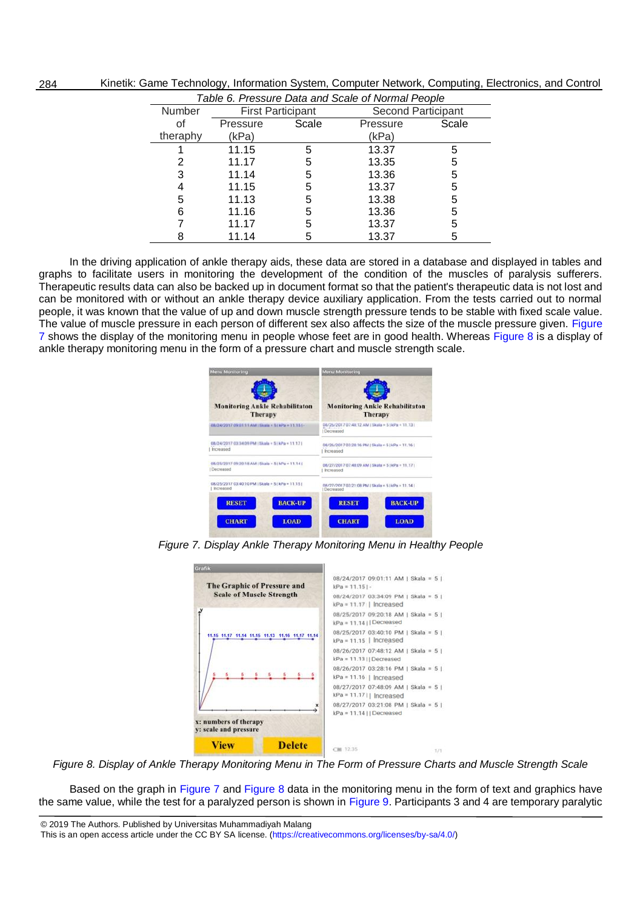Table 6. Pressure Data and Scale of Normal People

| Number of theraphy | First Participant | | Second Participant | |
|---|---|---|---|---|
| | Pressure (kPa) | Scale | Pressure (kPa) | Scale |
| 1 | 11.15 | 5 | 13.37 | 5 |
| 2 | 11.17 | 5 | 13.35 | 5 |
| 3 | 11.14 | 5 | 13.36 | 5 |
| 4 | 11.15 | 5 | 13.37 | 5 |
| 5 | 11.13 | 5 | 13.38 | 5 |
| 6 | 11.16 | 5 | 13.36 | 5 |
| 7 | 11.17 | 5 | 13.37 | 5 |
| 8 | 11.14 | 5 | 13.37 | 5 |

In the driving application of ankle therapy aids, these data are stored in a database and displayed in tables and graphs to facilitate users in monitoring the development of the condition of the muscles of paralysis sufferers. Therapeutic results data can also be backed up in document format so that the patient's therapeutic data is not lost and can be monitored with or without an ankle therapy device auxiliary application. From the tests carried out to normal people, it was known that the value of up and down muscle strength pressure tends to be stable with fixed scale value. The value of muscle pressure in each person of different sex also affects the size of the muscle pressure given. Figure 7 shows the display of the monitoring menu in people whose feet are in good health. Whereas Figure 8 is a display of ankle therapy monitoring menu in the form of a pressure chart and muscle strength scale.

Figure 7. Display Ankle Therapy Monitoring Menu in Healthy People

Figure 8. Display of Ankle Therapy Monitoring Menu in The Form of Pressure Charts and Muscle Strength Scale

Based on the graph in Figure 7 and Figure 8 data in the monitoring menu in the form of text and graphics have the same value, while the test for a paralyzed person is shown in Figure 9. Participants 3 and 4 are temporary paralytic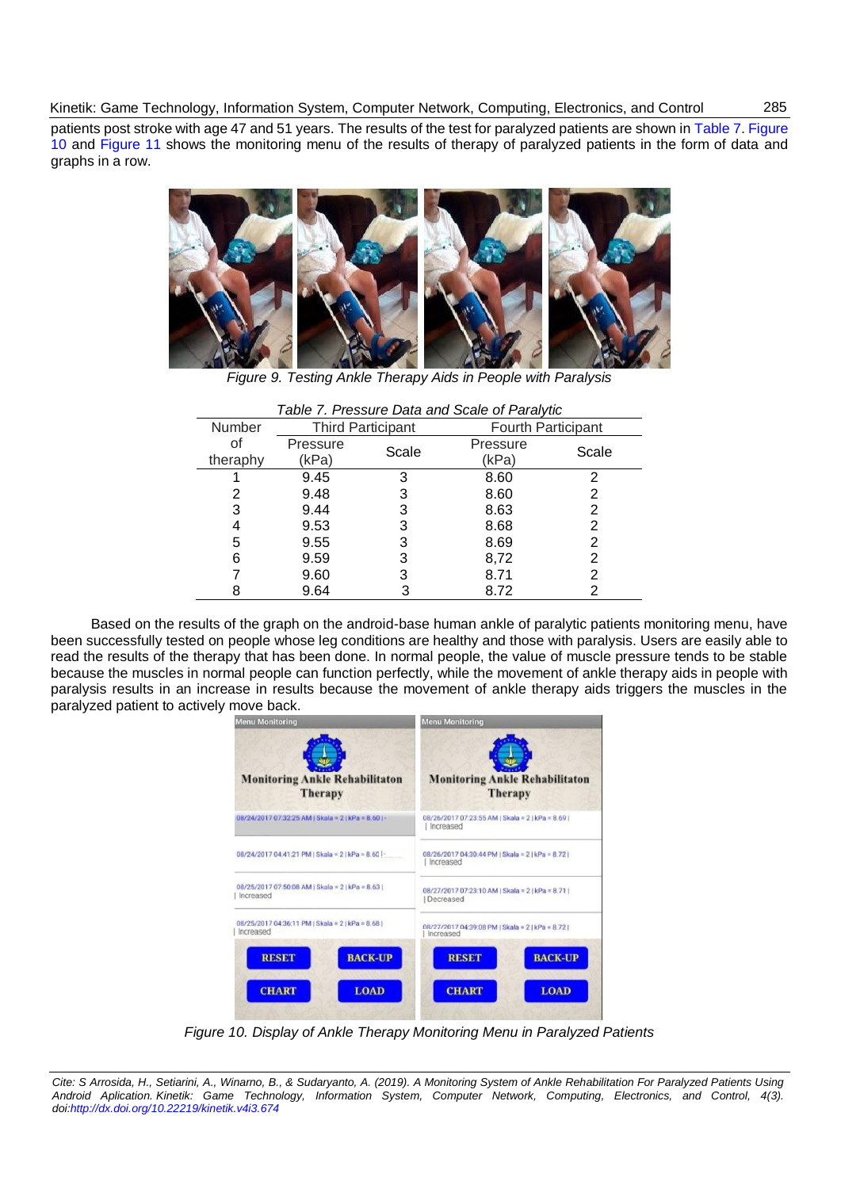patients post stroke with age 47 and 51 years. The results of the test for paralyzed patients are shown in Table 7. Figure 10 and Figure 11 shows the monitoring menu of the results of therapy of paralyzed patients in the form of data and graphs in a row.

*Figure 9. Testing Ankle Therapy Aids in People with Paralysis*

*Table 7. Pressure Data and Scale of Paralytic*

| Number of theraphy | Third Participant | | Fourth Participant | |
|---|---|---|---|---|
| | Pressure (kPa) | Scale | Pressure (kPa) | Scale |
| 1 | 9.45 | 3 | 8.60 | 2 |
| 2 | 9.48 | 3 | 8.60 | 2 |
| 3 | 9.44 | 3 | 8.63 | 2 |
| 4 | 9.53 | 3 | 8.68 | 2 |
| 5 | 9.55 | 3 | 8.69 | 2 |
| 6 | 9.59 | 3 | 8,72 | 2 |
| 7 | 9.60 | 3 | 8.71 | 2 |
| 8 | 9.64 | 3 | 8.72 | 2 |

Based on the results of the graph on the android-base human ankle of paralytic patients monitoring menu, have been successfully tested on people whose leg conditions are healthy and those with paralysis. Users are easily able to read the results of the therapy that has been done. In normal people, the value of muscle pressure tends to be stable because the muscles in normal people can function perfectly, while the movement of ankle therapy aids in people with paralysis results in an increase in results because the movement of ankle therapy aids triggers the muscles in the paralyzed patient to actively move back.

*Figure 10. Display of Ankle Therapy Monitoring Menu in Paralyzed Patients*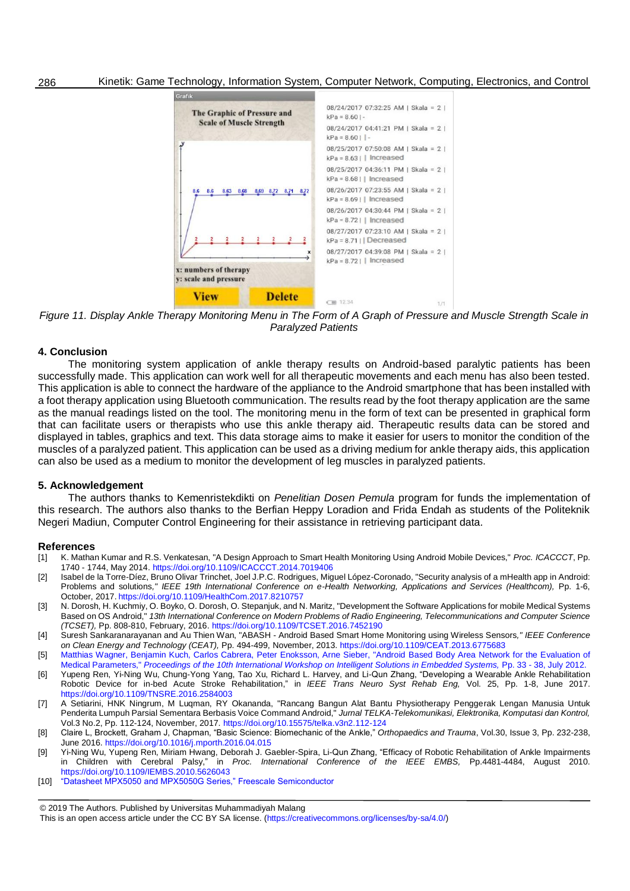Grafik

The Graphic of Pressure and Scale of Muscle Strength

y

8.6 8.6 8.63 8.68 8.69 8.72 8.71 8.72

2 2 2 2 2 2 2 2

x

x: numbers of therapy
y: scale and pressure

View

Delete

08/24/2017 07:32:25 AM | Skala = 2 | kPa = 8.60 | -

08/24/2017 04:41:21 PM | Skala = 2 | kPa = 8.60 | | -

08/25/2017 07:50:08 AM | Skala = 2 | kPa = 8.63 | | Increased

08/25/2017 04:36:11 PM | Skala = 2 | kPa = 8.68 | | Increased

08/26/2017 07:23:55 AM | Skala = 2 | kPa = 8.69 | | Increased

08/26/2017 04:30:44 PM | Skala = 2 | kPa = 8.72 | | Increased

08/27/2017 07:23:10 AM | Skala = 2 | kPa = 8.71 | | Decreased

08/27/2017 04:39:08 PM | Skala = 2 | kPa = 8.72 | | Increased

12.34

1/1

*Figure 11. Display Ankle Therapy Monitoring Menu in The Form of A Graph of Pressure and Muscle Strength Scale in Paralyzed Patients*

## 4. Conclusion

The monitoring system application of ankle therapy results on Android-based paralytic patients has been successfully made. This application can work well for all therapeutic movements and each menu has also been tested. This application is able to connect the hardware of the appliance to the Android smartphone that has been installed with a foot therapy application using Bluetooth communication. The results read by the foot therapy application are the same as the manual readings listed on the tool. The monitoring menu in the form of text can be presented in graphical form that can facilitate users or therapists who use this ankle therapy aid. Therapeutic results data can be stored and displayed in tables, graphics and text. This data storage aims to make it easier for users to monitor the condition of the muscles of a paralyzed patient. This application can be used as a driving medium for ankle therapy aids, this application can also be used as a medium to monitor the development of leg muscles in paralyzed patients.

## 5. Acknowledgement

The authors thanks to Kemenristekdikti on *Penelitian Dosen Pemula* program for funds the implementation of this research. The authors also thanks to the Berfian Heppy Loradion and Frida Endah as students of the Politeknik Negeri Madiun, Computer Control Engineering for their assistance in retrieving participant data.

## References

[1] K. Mathan Kumar and R.S. Venkatesan, "A Design Approach to Smart Health Monitoring Using Android Mobile Devices," *Proc. ICACCCT*, Pp. 1740 - 1744, May 2014. https://doi.org/10.1109/ICACCCT.2014.7019406

[2] Isabel de la Torre-Díez, Bruno Olivar Trinchet, Joel J.P.C. Rodrigues, Miguel López-Coronado, "Security analysis of a mHealth app in Android: Problems and solutions," *IEEE 19th International Conference on e-Health Networking, Applications and Services (Healthcom),* Pp. 1-6, October, 2017. https://doi.org/10.1109/HealthCom.2017.8210757

[3] N. Dorosh, H. Kuchmiy, O. Boyko, O. Dorosh, O. Stepanjuk, and N. Maritz, "Development the Software Applications for mobile Medical Systems Based on OS Android," *13th International Conference on Modern Problems of Radio Engineering, Telecommunications and Computer Science (TCSET),* Pp. 808-810, February, 2016. https://doi.org/10.1109/TCSET.2016.7452190

[4] Suresh Sankaranarayanan and Au Thien Wan, "ABASH - Android Based Smart Home Monitoring using Wireless Sensors," *IEEE Conference on Clean Energy and Technology (CEAT),* Pp. 494-499, November, 2013. https://doi.org/10.1109/CEAT.2013.6775683

[5] Matthias Wagner, Benjamin Kuch, Carlos Cabrera, Peter Enoksson, Arne Sieber, "Android Based Body Area Network for the Evaluation of Medical Parameters," *Proceedings of the 10th International Workshop on Intelligent Solutions in Embedded Systems,* Pp. 33 - 38, July 2012.

[6] Yupeng Ren, Yi-Ning Wu, Chung-Yong Yang, Tao Xu, Richard L. Harvey, and Li-Qun Zhang, "Developing a Wearable Ankle Rehabilitation Robotic Device for in-bed Acute Stroke Rehabilitation," in *IEEE Trans Neuro Syst Rehab Eng,* Vol. 25, Pp. 1-8, June 2017. https://doi.org/10.1109/TNSRE.2016.2584003

[7] A Setiarini, HNK Ningrum, M Luqman, RY Okananda, "Rancang Bangun Alat Bantu Physiotherapy Penggerak Lengan Manusia Untuk Penderita Lumpuh Parsial Sementara Berbasis Voice Command Android," *Jurnal TELKA-Telekomunikasi, Elektronika, Komputasi dan Kontrol,* Vol.3 No.2, Pp. 112-124, November, 2017. https://doi.org/10.15575/telka.v3n2.112-124

[8] Claire L, Brockett, Graham J, Chapman, "Basic Science: Biomechanic of the Ankle," *Orthopaedics and Trauma*, Vol.30, Issue 3, Pp. 232-238, June 2016. https://doi.org/10.1016/j.mporth.2016.04.015

[9] Yi-Ning Wu, Yupeng Ren, Miriam Hwang, Deborah J. Gaebler-Spira, Li-Qun Zhang, "Efficacy of Robotic Rehabilitation of Ankle Impairments in Children with Cerebral Palsy," in *Proc. International Conference of the IEEE EMBS,* Pp.4481-4484, August 2010. https://doi.org/10.1109/IEMBS.2010.5626043

[10] "Datasheet MPX5050 and MPX5050G Series," Freescale Semiconductor

© 2019 The Authors. Published by Universitas Muhammadiyah Malang
This is an open access article under the CC BY SA license. (https://creativecommons.org/licenses/by-sa/4.0/)